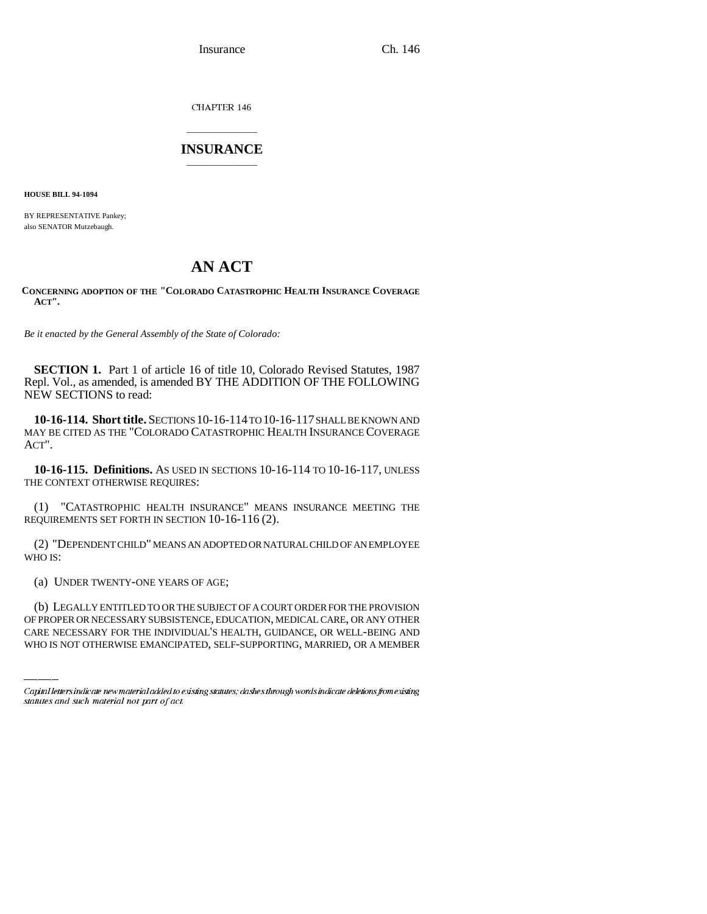CHAPTER 146

# INSURANCE

**HOUSE BILL 94-1094**

BY REPRESENTATIVE Pankey;
also SENATOR Mutzebaugh.

# AN ACT

**CONCERNING ADOPTION OF THE "COLORADO CATASTROPHIC HEALTH INSURANCE COVERAGE ACT".**

*Be it enacted by the General Assembly of the State of Colorado:*

**SECTION 1.** Part 1 of article 16 of title 10, Colorado Revised Statutes, 1987 Repl. Vol., as amended, is amended BY THE ADDITION OF THE FOLLOWING NEW SECTIONS to read:

**10-16-114. Short title.** SECTIONS 10-16-114 TO 10-16-117 SHALL BE KNOWN AND MAY BE CITED AS THE "COLORADO CATASTROPHIC HEALTH INSURANCE COVERAGE ACT".

**10-16-115. Definitions.** AS USED IN SECTIONS 10-16-114 TO 10-16-117, UNLESS THE CONTEXT OTHERWISE REQUIRES:

(1) "CATASTROPHIC HEALTH INSURANCE" MEANS INSURANCE MEETING THE REQUIREMENTS SET FORTH IN SECTION 10-16-116 (2).

(2) "DEPENDENT CHILD" MEANS AN ADOPTED OR NATURAL CHILD OF AN EMPLOYEE WHO IS:

(a) UNDER TWENTY-ONE YEARS OF AGE;

(b) LEGALLY ENTITLED TO OR THE SUBJECT OF A COURT ORDER FOR THE PROVISION OF PROPER OR NECESSARY SUBSISTENCE, EDUCATION, MEDICAL CARE, OR ANY OTHER CARE NECESSARY FOR THE INDIVIDUAL'S HEALTH, GUIDANCE, OR WELL-BEING AND WHO IS NOT OTHERWISE EMANCIPATED, SELF-SUPPORTING, MARRIED, OR A MEMBER

Capital letters indicate new material added to existing statutes; dashes through words indicate deletions from existing statutes and such material not part of act.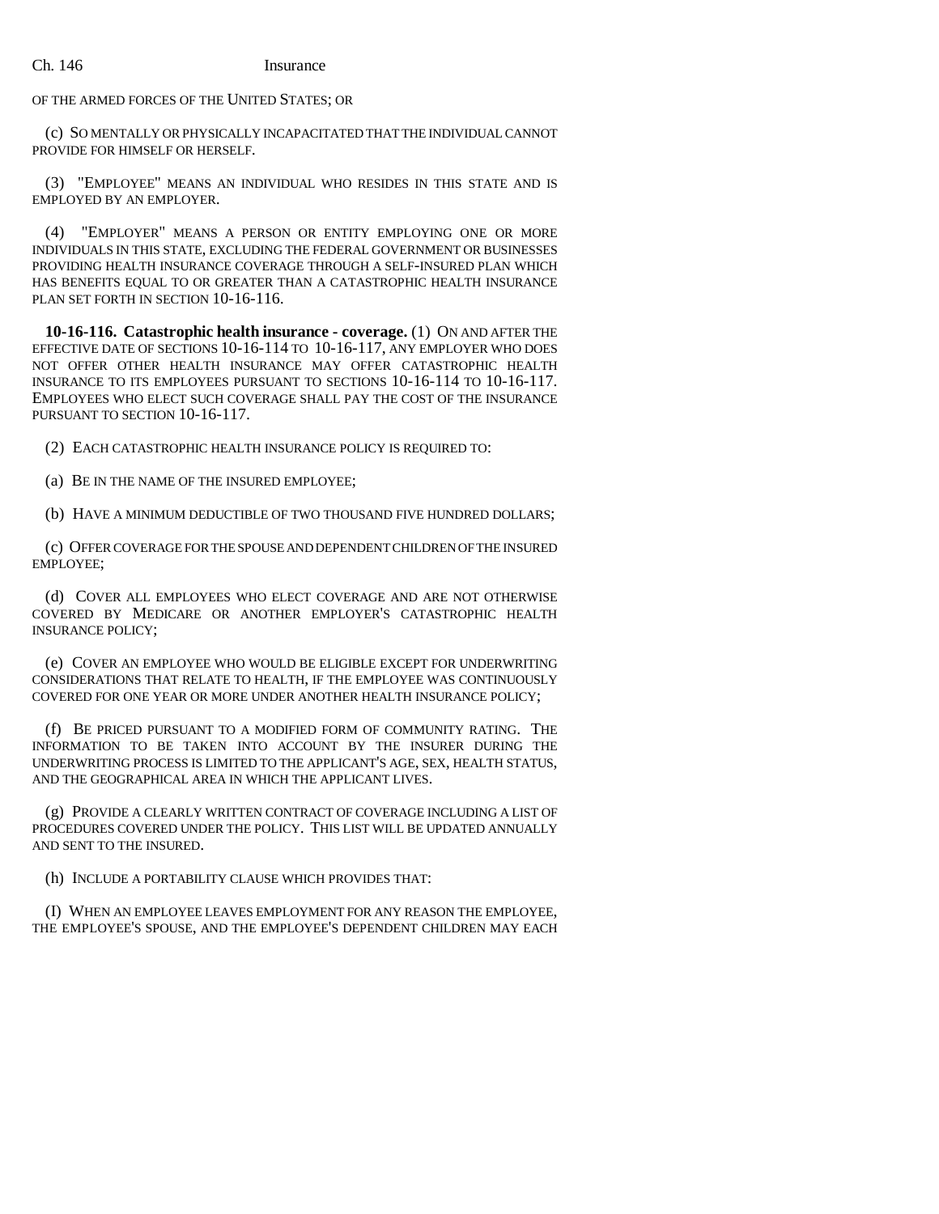OF THE ARMED FORCES OF THE UNITED STATES; OR

(c) SO MENTALLY OR PHYSICALLY INCAPACITATED THAT THE INDIVIDUAL CANNOT PROVIDE FOR HIMSELF OR HERSELF.

(3) "EMPLOYEE" MEANS AN INDIVIDUAL WHO RESIDES IN THIS STATE AND IS EMPLOYED BY AN EMPLOYER.

(4) "EMPLOYER" MEANS A PERSON OR ENTITY EMPLOYING ONE OR MORE INDIVIDUALS IN THIS STATE, EXCLUDING THE FEDERAL GOVERNMENT OR BUSINESSES PROVIDING HEALTH INSURANCE COVERAGE THROUGH A SELF-INSURED PLAN WHICH HAS BENEFITS EQUAL TO OR GREATER THAN A CATASTROPHIC HEALTH INSURANCE PLAN SET FORTH IN SECTION 10-16-116.

**10-16-116. Catastrophic health insurance - coverage.** (1) ON AND AFTER THE EFFECTIVE DATE OF SECTIONS 10-16-114 TO 10-16-117, ANY EMPLOYER WHO DOES NOT OFFER OTHER HEALTH INSURANCE MAY OFFER CATASTROPHIC HEALTH INSURANCE TO ITS EMPLOYEES PURSUANT TO SECTIONS 10-16-114 TO 10-16-117. EMPLOYEES WHO ELECT SUCH COVERAGE SHALL PAY THE COST OF THE INSURANCE PURSUANT TO SECTION 10-16-117.

(2) EACH CATASTROPHIC HEALTH INSURANCE POLICY IS REQUIRED TO:

(a) BE IN THE NAME OF THE INSURED EMPLOYEE;

(b) HAVE A MINIMUM DEDUCTIBLE OF TWO THOUSAND FIVE HUNDRED DOLLARS;

(c) OFFER COVERAGE FOR THE SPOUSE AND DEPENDENT CHILDREN OF THE INSURED EMPLOYEE;

(d) COVER ALL EMPLOYEES WHO ELECT COVERAGE AND ARE NOT OTHERWISE COVERED BY MEDICARE OR ANOTHER EMPLOYER'S CATASTROPHIC HEALTH INSURANCE POLICY;

(e) COVER AN EMPLOYEE WHO WOULD BE ELIGIBLE EXCEPT FOR UNDERWRITING CONSIDERATIONS THAT RELATE TO HEALTH, IF THE EMPLOYEE WAS CONTINUOUSLY COVERED FOR ONE YEAR OR MORE UNDER ANOTHER HEALTH INSURANCE POLICY;

(f) BE PRICED PURSUANT TO A MODIFIED FORM OF COMMUNITY RATING. THE INFORMATION TO BE TAKEN INTO ACCOUNT BY THE INSURER DURING THE UNDERWRITING PROCESS IS LIMITED TO THE APPLICANT'S AGE, SEX, HEALTH STATUS, AND THE GEOGRAPHICAL AREA IN WHICH THE APPLICANT LIVES.

(g) PROVIDE A CLEARLY WRITTEN CONTRACT OF COVERAGE INCLUDING A LIST OF PROCEDURES COVERED UNDER THE POLICY. THIS LIST WILL BE UPDATED ANNUALLY AND SENT TO THE INSURED.

(h) INCLUDE A PORTABILITY CLAUSE WHICH PROVIDES THAT:

(I) WHEN AN EMPLOYEE LEAVES EMPLOYMENT FOR ANY REASON THE EMPLOYEE, THE EMPLOYEE'S SPOUSE, AND THE EMPLOYEE'S DEPENDENT CHILDREN MAY EACH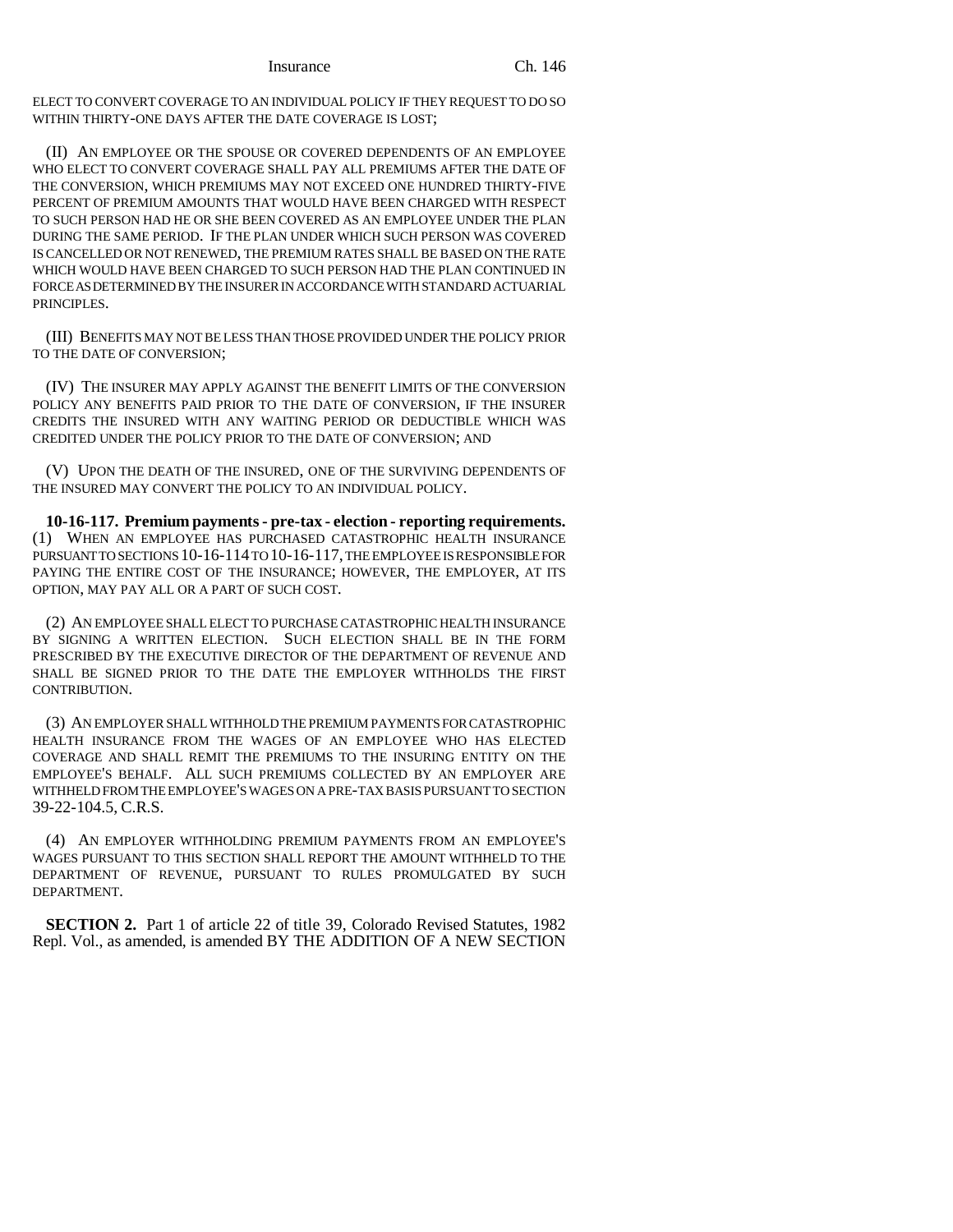ELECT TO CONVERT COVERAGE TO AN INDIVIDUAL POLICY IF THEY REQUEST TO DO SO WITHIN THIRTY-ONE DAYS AFTER THE DATE COVERAGE IS LOST;

(II) AN EMPLOYEE OR THE SPOUSE OR COVERED DEPENDENTS OF AN EMPLOYEE WHO ELECT TO CONVERT COVERAGE SHALL PAY ALL PREMIUMS AFTER THE DATE OF THE CONVERSION, WHICH PREMIUMS MAY NOT EXCEED ONE HUNDRED THIRTY-FIVE PERCENT OF PREMIUM AMOUNTS THAT WOULD HAVE BEEN CHARGED WITH RESPECT TO SUCH PERSON HAD HE OR SHE BEEN COVERED AS AN EMPLOYEE UNDER THE PLAN DURING THE SAME PERIOD. IF THE PLAN UNDER WHICH SUCH PERSON WAS COVERED IS CANCELLED OR NOT RENEWED, THE PREMIUM RATES SHALL BE BASED ON THE RATE WHICH WOULD HAVE BEEN CHARGED TO SUCH PERSON HAD THE PLAN CONTINUED IN FORCE AS DETERMINED BY THE INSURER IN ACCORDANCE WITH STANDARD ACTUARIAL PRINCIPLES.

(III) BENEFITS MAY NOT BE LESS THAN THOSE PROVIDED UNDER THE POLICY PRIOR TO THE DATE OF CONVERSION;

(IV) THE INSURER MAY APPLY AGAINST THE BENEFIT LIMITS OF THE CONVERSION POLICY ANY BENEFITS PAID PRIOR TO THE DATE OF CONVERSION, IF THE INSURER CREDITS THE INSURED WITH ANY WAITING PERIOD OR DEDUCTIBLE WHICH WAS CREDITED UNDER THE POLICY PRIOR TO THE DATE OF CONVERSION; AND

(V) UPON THE DEATH OF THE INSURED, ONE OF THE SURVIVING DEPENDENTS OF THE INSURED MAY CONVERT THE POLICY TO AN INDIVIDUAL POLICY.

**10-16-117. Premium payments - pre-tax - election - reporting requirements.** (1) WHEN AN EMPLOYEE HAS PURCHASED CATASTROPHIC HEALTH INSURANCE PURSUANT TO SECTIONS 10-16-114 TO 10-16-117, THE EMPLOYEE IS RESPONSIBLE FOR PAYING THE ENTIRE COST OF THE INSURANCE; HOWEVER, THE EMPLOYER, AT ITS OPTION, MAY PAY ALL OR A PART OF SUCH COST.

(2) AN EMPLOYEE SHALL ELECT TO PURCHASE CATASTROPHIC HEALTH INSURANCE BY SIGNING A WRITTEN ELECTION. SUCH ELECTION SHALL BE IN THE FORM PRESCRIBED BY THE EXECUTIVE DIRECTOR OF THE DEPARTMENT OF REVENUE AND SHALL BE SIGNED PRIOR TO THE DATE THE EMPLOYER WITHHOLDS THE FIRST CONTRIBUTION.

(3) AN EMPLOYER SHALL WITHHOLD THE PREMIUM PAYMENTS FOR CATASTROPHIC HEALTH INSURANCE FROM THE WAGES OF AN EMPLOYEE WHO HAS ELECTED COVERAGE AND SHALL REMIT THE PREMIUMS TO THE INSURING ENTITY ON THE EMPLOYEE'S BEHALF. ALL SUCH PREMIUMS COLLECTED BY AN EMPLOYER ARE WITHHELD FROM THE EMPLOYEE'S WAGES ON A PRE-TAX BASIS PURSUANT TO SECTION 39-22-104.5, C.R.S.

(4) AN EMPLOYER WITHHOLDING PREMIUM PAYMENTS FROM AN EMPLOYEE'S WAGES PURSUANT TO THIS SECTION SHALL REPORT THE AMOUNT WITHHELD TO THE DEPARTMENT OF REVENUE, PURSUANT TO RULES PROMULGATED BY SUCH DEPARTMENT.

**SECTION 2.** Part 1 of article 22 of title 39, Colorado Revised Statutes, 1982 Repl. Vol., as amended, is amended BY THE ADDITION OF A NEW SECTION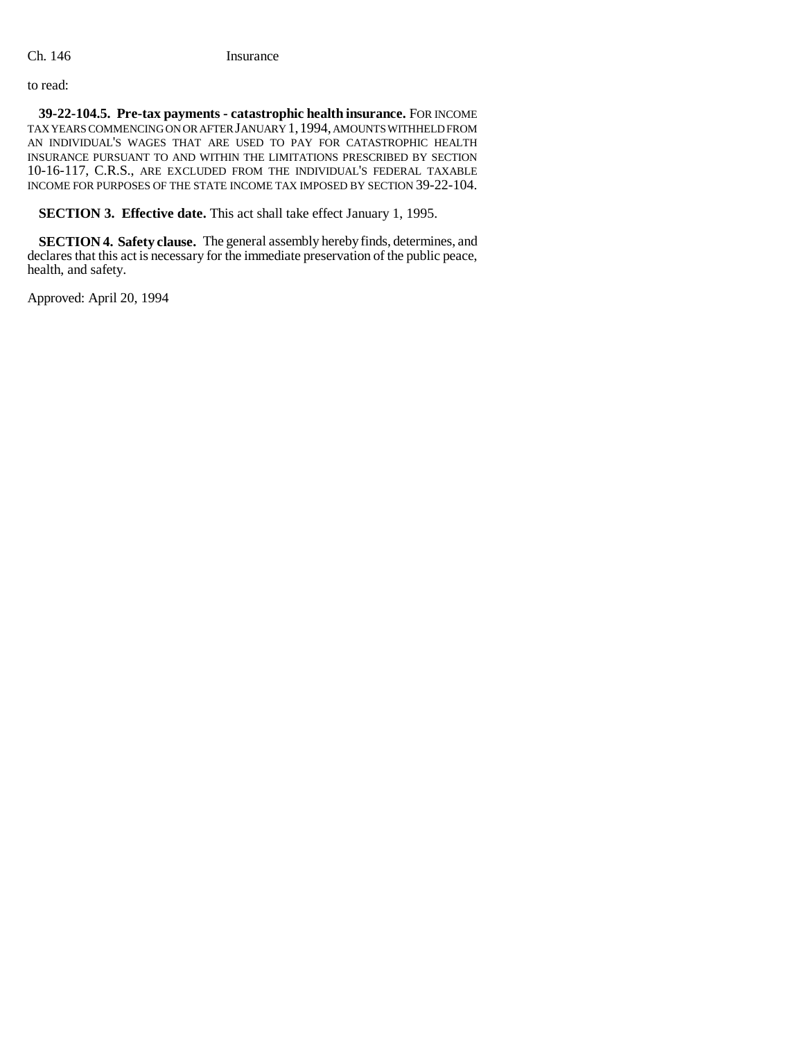to read:

**39-22-104.5. Pre-tax payments - catastrophic health insurance.** FOR INCOME TAX YEARS COMMENCING ON OR AFTER JANUARY 1, 1994, AMOUNTS WITHHELD FROM AN INDIVIDUAL'S WAGES THAT ARE USED TO PAY FOR CATASTROPHIC HEALTH INSURANCE PURSUANT TO AND WITHIN THE LIMITATIONS PRESCRIBED BY SECTION 10-16-117, C.R.S., ARE EXCLUDED FROM THE INDIVIDUAL'S FEDERAL TAXABLE INCOME FOR PURPOSES OF THE STATE INCOME TAX IMPOSED BY SECTION 39-22-104.

**SECTION 3. Effective date.** This act shall take effect January 1, 1995.

**SECTION 4. Safety clause.** The general assembly hereby finds, determines, and declares that this act is necessary for the immediate preservation of the public peace, health, and safety.

Approved: April 20, 1994